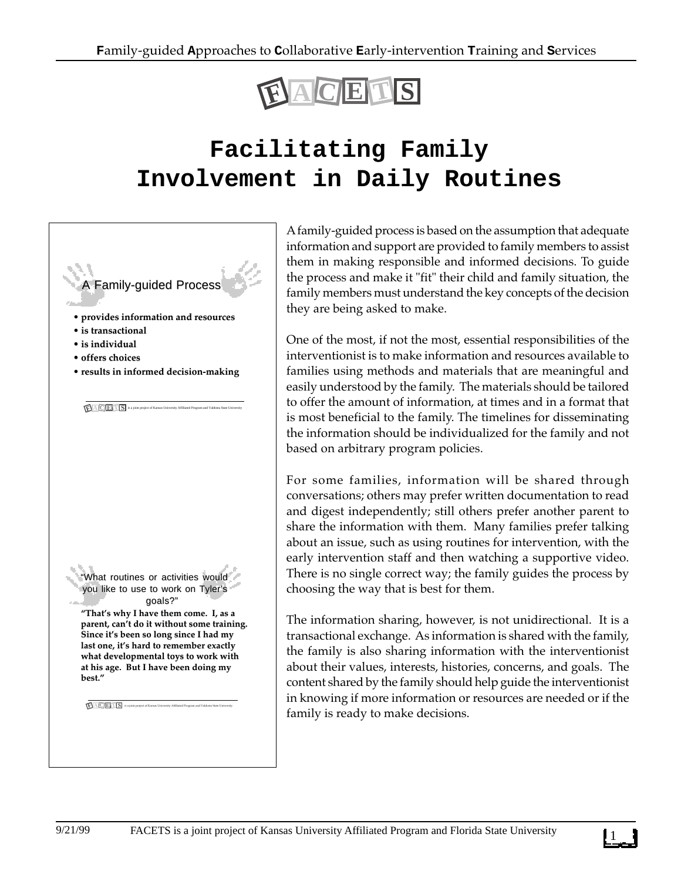**F**amily-guided **A**pproaches to **C**ollaborative **E**arly-intervention **T**raining and **S**ervices

FACETS

# Facilitating Family Involvement in Daily Routines

A Family-guided Process

- **provides information and resources**
- **is transactional**
- **is individual**
- **offers choices**
- **results in informed decision-making**

FACETS is a joint project of Kansas University Affiliated Program and Valdosta State University

"What routines or activities would you like to use to work on Tyler's goals?"

**"That's why I have them come. I, as a parent, can't do it without some training. Since it's been so long since I had my last one, it's hard to remember exactly what developmental toys to work with at his age. But I have been doing my best."**

FACETS is a joint project of Kansas University Affiliated Program and Valdosta State University

A family-guided process is based on the assumption that adequate information and support are provided to family members to assist them in making responsible and informed decisions. To guide the process and make it "fit" their child and family situation, the family members must understand the key concepts of the decision they are being asked to make.

One of the most, if not the most, essential responsibilities of the interventionist is to make information and resources available to families using methods and materials that are meaningful and easily understood by the family. The materials should be tailored to offer the amount of information, at times and in a format that is most beneficial to the family. The timelines for disseminating the information should be individualized for the family and not based on arbitrary program policies.

For some families, information will be shared through conversations; others may prefer written documentation to read and digest independently; still others prefer another parent to share the information with them. Many families prefer talking about an issue, such as using routines for intervention, with the early intervention staff and then watching a supportive video. There is no single correct way; the family guides the process by choosing the way that is best for them.

The information sharing, however, is not unidirectional. It is a transactional exchange. As information is shared with the family, the family is also sharing information with the interventionist about their values, interests, histories, concerns, and goals. The content shared by the family should help guide the interventionist in knowing if more information or resources are needed or if the family is ready to make decisions.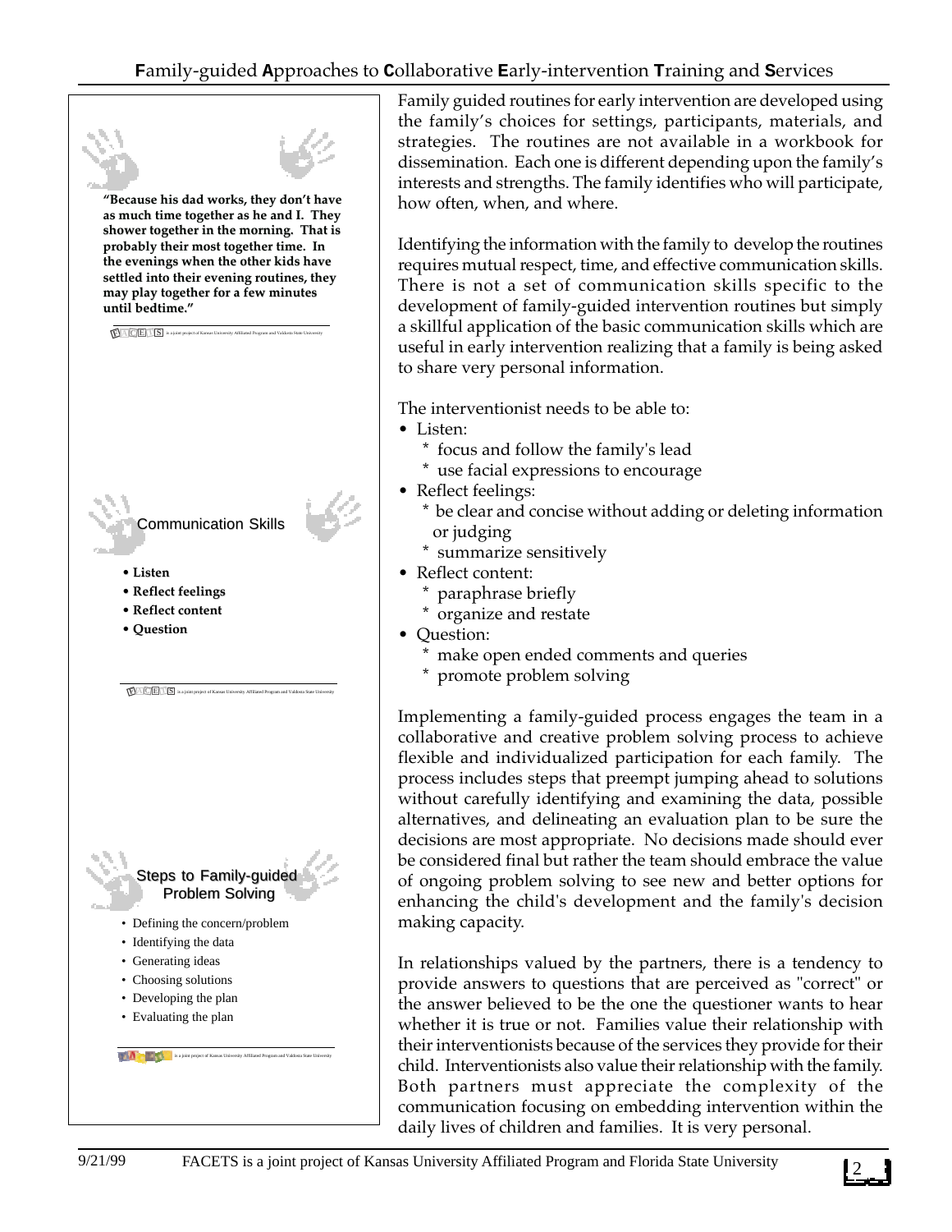"Because his dad works, they don't have as much time together as he and I. They shower together in the morning. That is probably their most together time. In the evenings when the other kids have settled into their evening routines, they may play together for a few minutes until bedtime."

FACETS is a joint project of Kansas University Affiliated Program and Valdosta State University

### Communication Skills

- **Listen**
- **Reflect feelings**
- **Reflect content**
- **Question**

FACETS is a joint project of Kansas University Affiliated Program and Valdosta State University

### Steps to Family-guided Problem Solving

- Defining the concern/problem
- Identifying the data
- Generating ideas
- Choosing solutions
- Developing the plan
- Evaluating the plan

FACETS is a joint project of Kansas University Affiliated Program and Valdosta State University

Family guided routines for early intervention are developed using the family's choices for settings, participants, materials, and strategies. The routines are not available in a workbook for dissemination. Each one is different depending upon the family's interests and strengths. The family identifies who will participate, how often, when, and where.

Identifying the information with the family to develop the routines requires mutual respect, time, and effective communication skills. There is not a set of communication skills specific to the development of family-guided intervention routines but simply a skillful application of the basic communication skills which are useful in early intervention realizing that a family is being asked to share very personal information.

The interventionist needs to be able to:

- Listen:
  - focus and follow the family's lead
  - use facial expressions to encourage
- Reflect feelings:
  - be clear and concise without adding or deleting information or judging
  - summarize sensitively
- Reflect content:
  - paraphrase briefly
  - organize and restate
- Question:
  - make open ended comments and queries
  - promote problem solving

Implementing a family-guided process engages the team in a collaborative and creative problem solving process to achieve flexible and individualized participation for each family. The process includes steps that preempt jumping ahead to solutions without carefully identifying and examining the data, possible alternatives, and delineating an evaluation plan to be sure the decisions are most appropriate. No decisions made should ever be considered final but rather the team should embrace the value of ongoing problem solving to see new and better options for enhancing the child's development and the family's decision making capacity.

In relationships valued by the partners, there is a tendency to provide answers to questions that are perceived as "correct" or the answer believed to be the one the questioner wants to hear whether it is true or not. Families value their relationship with their interventionists because of the services they provide for their child. Interventionists also value their relationship with the family. Both partners must appreciate the complexity of the communication focusing on embedding intervention within the daily lives of children and families. It is very personal.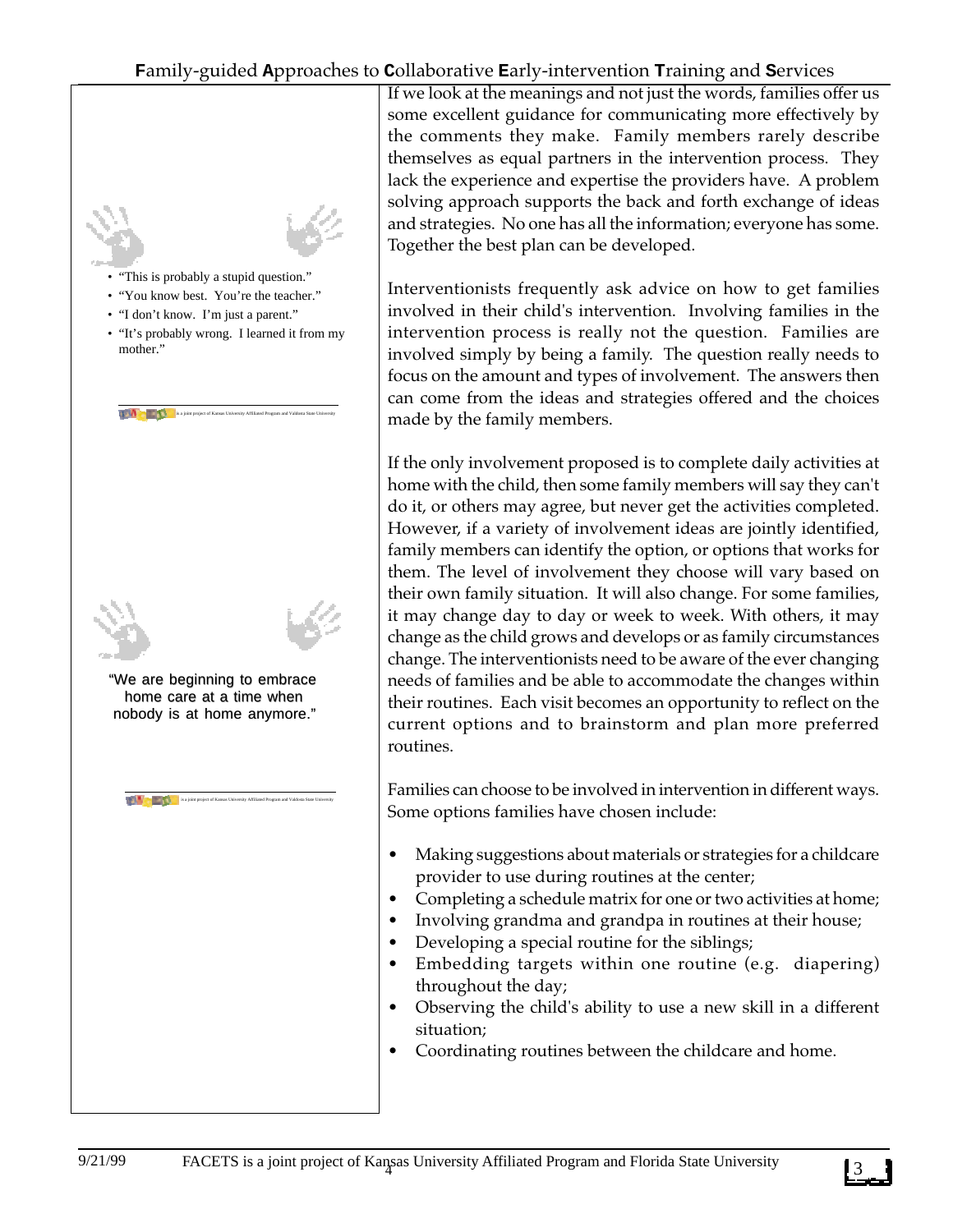- "This is probably a stupid question."
- "You know best. You're the teacher."
- "I don't know. I'm just a parent."
- "It's probably wrong. I learned it from my mother."

"We are beginning to embrace home care at a time when nobody is at home anymore."

If we look at the meanings and not just the words, families offer us some excellent guidance for communicating more effectively by the comments they make. Family members rarely describe themselves as equal partners in the intervention process. They lack the experience and expertise the providers have. A problem solving approach supports the back and forth exchange of ideas and strategies. No one has all the information; everyone has some. Together the best plan can be developed.

Interventionists frequently ask advice on how to get families involved in their child's intervention. Involving families in the intervention process is really not the question. Families are involved simply by being a family. The question really needs to focus on the amount and types of involvement. The answers then can come from the ideas and strategies offered and the choices made by the family members.

If the only involvement proposed is to complete daily activities at home with the child, then some family members will say they can't do it, or others may agree, but never get the activities completed. However, if a variety of involvement ideas are jointly identified, family members can identify the option, or options that works for them. The level of involvement they choose will vary based on their own family situation. It will also change. For some families, it may change day to day or week to week. With others, it may change as the child grows and develops or as family circumstances change. The interventionists need to be aware of the ever changing needs of families and be able to accommodate the changes within their routines. Each visit becomes an opportunity to reflect on the current options and to brainstorm and plan more preferred routines.

Families can choose to be involved in intervention in different ways. Some options families have chosen include:

- Making suggestions about materials or strategies for a childcare provider to use during routines at the center;
- Completing a schedule matrix for one or two activities at home;
- Involving grandma and grandpa in routines at their house;
- Developing a special routine for the siblings;
- Embedding targets within one routine (e.g. diapering) throughout the day;
- Observing the child's ability to use a new skill in a different situation;
- Coordinating routines between the childcare and home.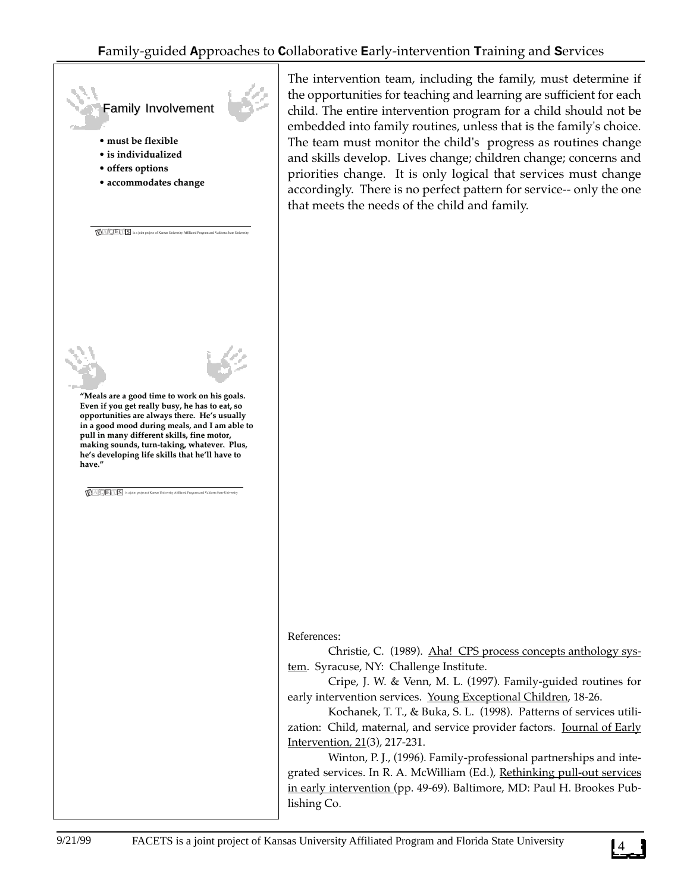## Family Involvement

- must be flexible
- is individualized
- offers options
- accommodates change

FACETS is a joint project of Kansas University Affiliated Program and Valdosta State University

"Meals are a good time to work on his goals. Even if you get really busy, he has to eat, so opportunities are always there. He's usually in a good mood during meals, and I am able to pull in many different skills, fine motor, making sounds, turn-taking, whatever. Plus, he's developing life skills that he'll have to have."

FACETS is a joint project of Kansas University Affiliated Program and Valdosta State University

The intervention team, including the family, must determine if the opportunities for teaching and learning are sufficient for each child. The entire intervention program for a child should not be embedded into family routines, unless that is the family's choice. The team must monitor the child's progress as routines change and skills develop. Lives change; children change; concerns and priorities change. It is only logical that services must change accordingly. There is no perfect pattern for service-- only the one that meets the needs of the child and family.

References:

Christie, C. (1989). Aha! CPS process concepts anthology system. Syracuse, NY: Challenge Institute.

Cripe, J. W. & Venn, M. L. (1997). Family-guided routines for early intervention services. Young Exceptional Children, 18-26.

Kochanek, T. T., & Buka, S. L. (1998). Patterns of services utilization: Child, maternal, and service provider factors. Journal of Early Intervention, 21(3), 217-231.

Winton, P. J., (1996). Family-professional partnerships and integrated services. In R. A. McWilliam (Ed.), Rethinking pull-out services in early intervention (pp. 49-69). Baltimore, MD: Paul H. Brookes Publishing Co.